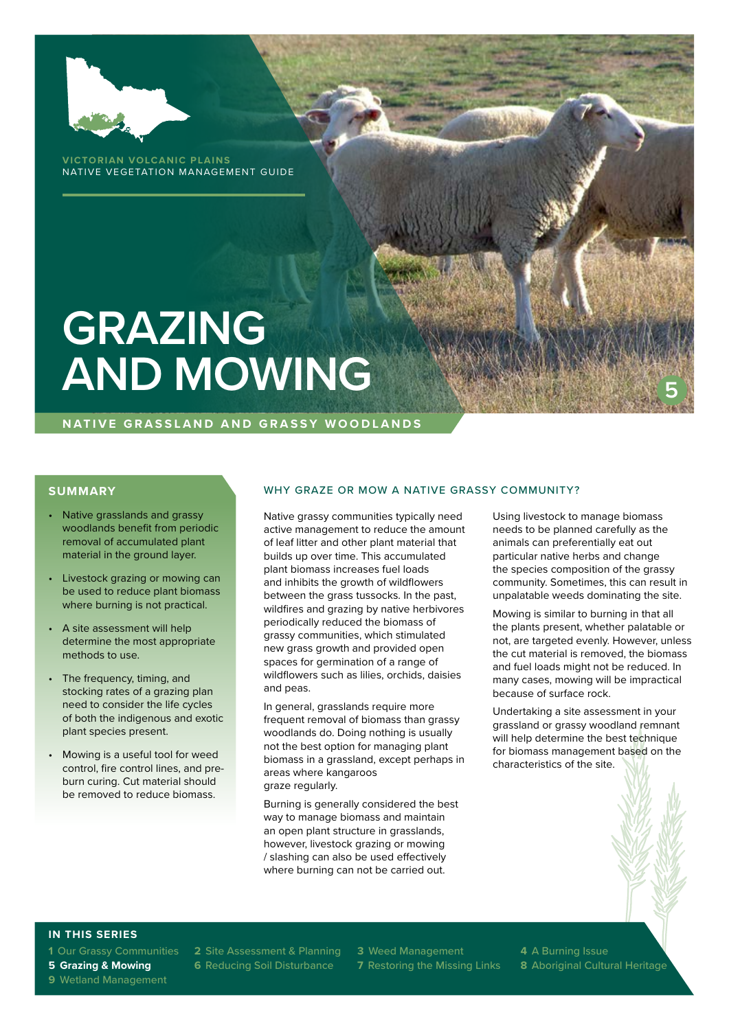VICTORIAN VOLCANIC PLAINS
NATIVE VEGETATION MANAGEMENT GUIDE

# GRAZING AND MOWING

5

NATIVE GRASSLAND AND GRASSY WOODLANDS

## SUMMARY

- Native grasslands and grassy woodlands benefit from periodic removal of accumulated plant material in the ground layer.
- Livestock grazing or mowing can be used to reduce plant biomass where burning is not practical.
- A site assessment will help determine the most appropriate methods to use.
- The frequency, timing, and stocking rates of a grazing plan need to consider the life cycles of both the indigenous and exotic plant species present.
- Mowing is a useful tool for weed control, fire control lines, and pre-burn curing. Cut material should be removed to reduce biomass.

## WHY GRAZE OR MOW A NATIVE GRASSY COMMUNITY?

Native grassy communities typically need active management to reduce the amount of leaf litter and other plant material that builds up over time. This accumulated plant biomass increases fuel loads and inhibits the growth of wildflowers between the grass tussocks. In the past, wildfires and grazing by native herbivores periodically reduced the biomass of grassy communities, which stimulated new grass growth and provided open spaces for germination of a range of wildflowers such as lilies, orchids, daisies and peas.

In general, grasslands require more frequent removal of biomass than grassy woodlands do. Doing nothing is usually not the best option for managing plant biomass in a grassland, except perhaps in areas where kangaroos graze regularly.

Burning is generally considered the best way to manage biomass and maintain an open plant structure in grasslands, however, livestock grazing or mowing / slashing can also be used effectively where burning can not be carried out.

Using livestock to manage biomass needs to be planned carefully as the animals can preferentially eat out particular native herbs and change the species composition of the grassy community. Sometimes, this can result in unpalatable weeds dominating the site.

Mowing is similar to burning in that all the plants present, whether palatable or not, are targeted evenly. However, unless the cut material is removed, the biomass and fuel loads might not be reduced. In many cases, mowing will be impractical because of surface rock.

Undertaking a site assessment in your grassland or grassy woodland remnant will help determine the best technique for biomass management based on the characteristics of the site.

## IN THIS SERIES

**1** Our Grassy Communities
**2** Site Assessment & Planning
**3** Weed Management
**4** A Burning Issue
**5 Grazing & Mowing**
**6** Reducing Soil Disturbance
**7** Restoring the Missing Links
**8** Aboriginal Cultural Heritage
**9** Wetland Management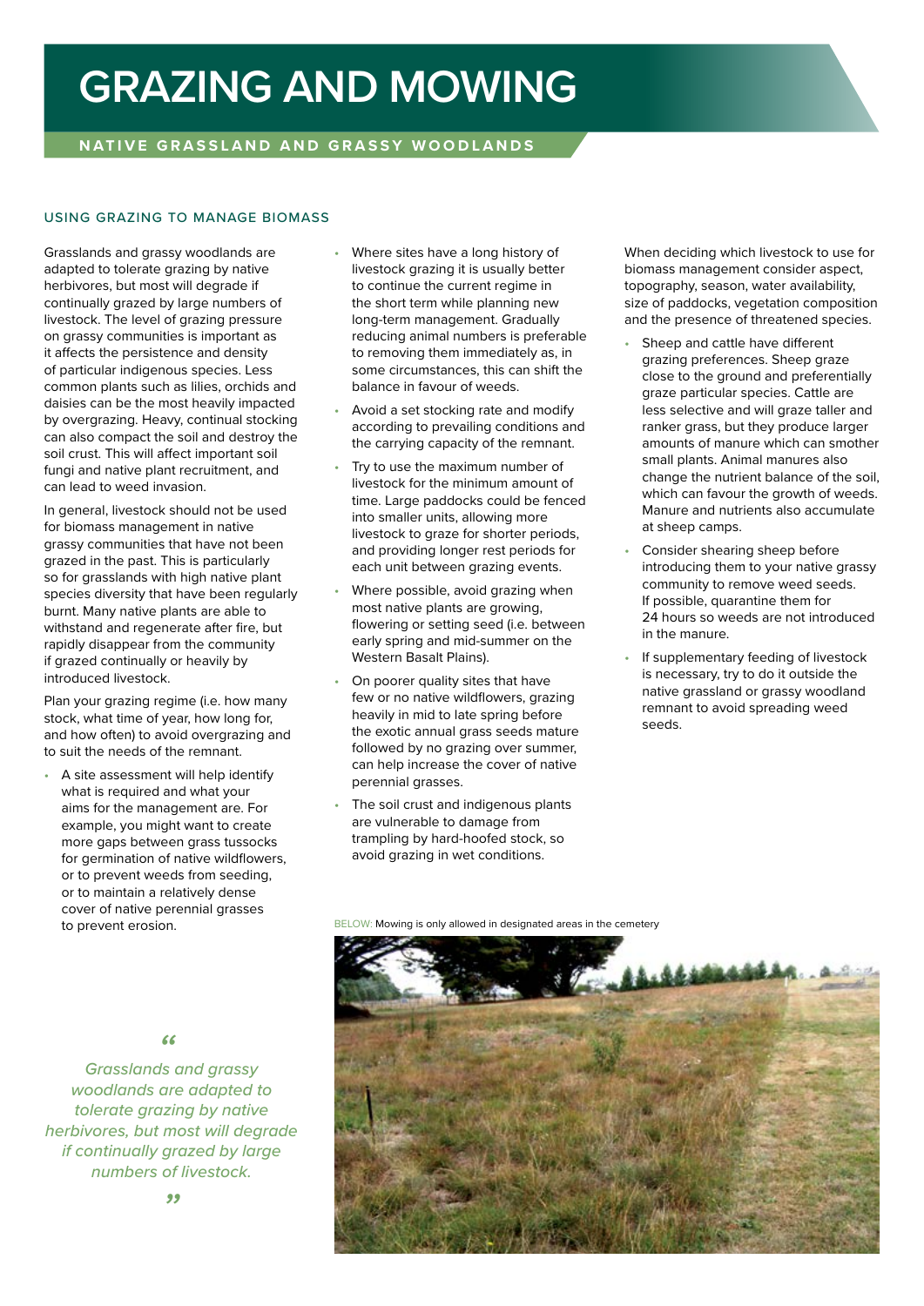# GRAZING AND MOWING

## NATIVE GRASSLAND AND GRASSY WOODLANDS

### USING GRAZING TO MANAGE BIOMASS

Grasslands and grassy woodlands are adapted to tolerate grazing by native herbivores, but most will degrade if continually grazed by large numbers of livestock. The level of grazing pressure on grassy communities is important as it affects the persistence and density of particular indigenous species. Less common plants such as lilies, orchids and daisies can be the most heavily impacted by overgrazing. Heavy, continual stocking can also compact the soil and destroy the soil crust. This will affect important soil fungi and native plant recruitment, and can lead to weed invasion.

In general, livestock should not be used for biomass management in native grassy communities that have not been grazed in the past. This is particularly so for grasslands with high native plant species diversity that have been regularly burnt. Many native plants are able to withstand and regenerate after fire, but rapidly disappear from the community if grazed continually or heavily by introduced livestock.

Plan your grazing regime (i.e. how many stock, what time of year, how long for, and how often) to avoid overgrazing and to suit the needs of the remnant.

- A site assessment will help identify what is required and what your aims for the management are. For example, you might want to create more gaps between grass tussocks for germination of native wildflowers, or to prevent weeds from seeding, or to maintain a relatively dense cover of native perennial grasses to prevent erosion.
- Where sites have a long history of livestock grazing it is usually better to continue the current regime in the short term while planning new long-term management. Gradually reducing animal numbers is preferable to removing them immediately as, in some circumstances, this can shift the balance in favour of weeds.
- Avoid a set stocking rate and modify according to prevailing conditions and the carrying capacity of the remnant.
- Try to use the maximum number of livestock for the minimum amount of time. Large paddocks could be fenced into smaller units, allowing more livestock to graze for shorter periods, and providing longer rest periods for each unit between grazing events.
- Where possible, avoid grazing when most native plants are growing, flowering or setting seed (i.e. between early spring and mid-summer on the Western Basalt Plains).
- On poorer quality sites that have few or no native wildflowers, grazing heavily in mid to late spring before the exotic annual grass seeds mature followed by no grazing over summer, can help increase the cover of native perennial grasses.
- The soil crust and indigenous plants are vulnerable to damage from trampling by hard-hoofed stock, so avoid grazing in wet conditions.

When deciding which livestock to use for biomass management consider aspect, topography, season, water availability, size of paddocks, vegetation composition and the presence of threatened species.

- Sheep and cattle have different grazing preferences. Sheep graze close to the ground and preferentially graze particular species. Cattle are less selective and will graze taller and ranker grass, but they produce larger amounts of manure which can smother small plants. Animal manures also change the nutrient balance of the soil, which can favour the growth of weeds. Manure and nutrients also accumulate at sheep camps.
- Consider shearing sheep before introducing them to your native grassy community to remove weed seeds. If possible, quarantine them for 24 hours so weeds are not introduced in the manure.
- If supplementary feeding of livestock is necessary, try to do it outside the native grassland or grassy woodland remnant to avoid spreading weed seeds.

> *"Grasslands and grassy woodlands are adapted to tolerate grazing by native herbivores, but most will degrade if continually grazed by large numbers of livestock."*

BELOW: Mowing is only allowed in designated areas in the cemetery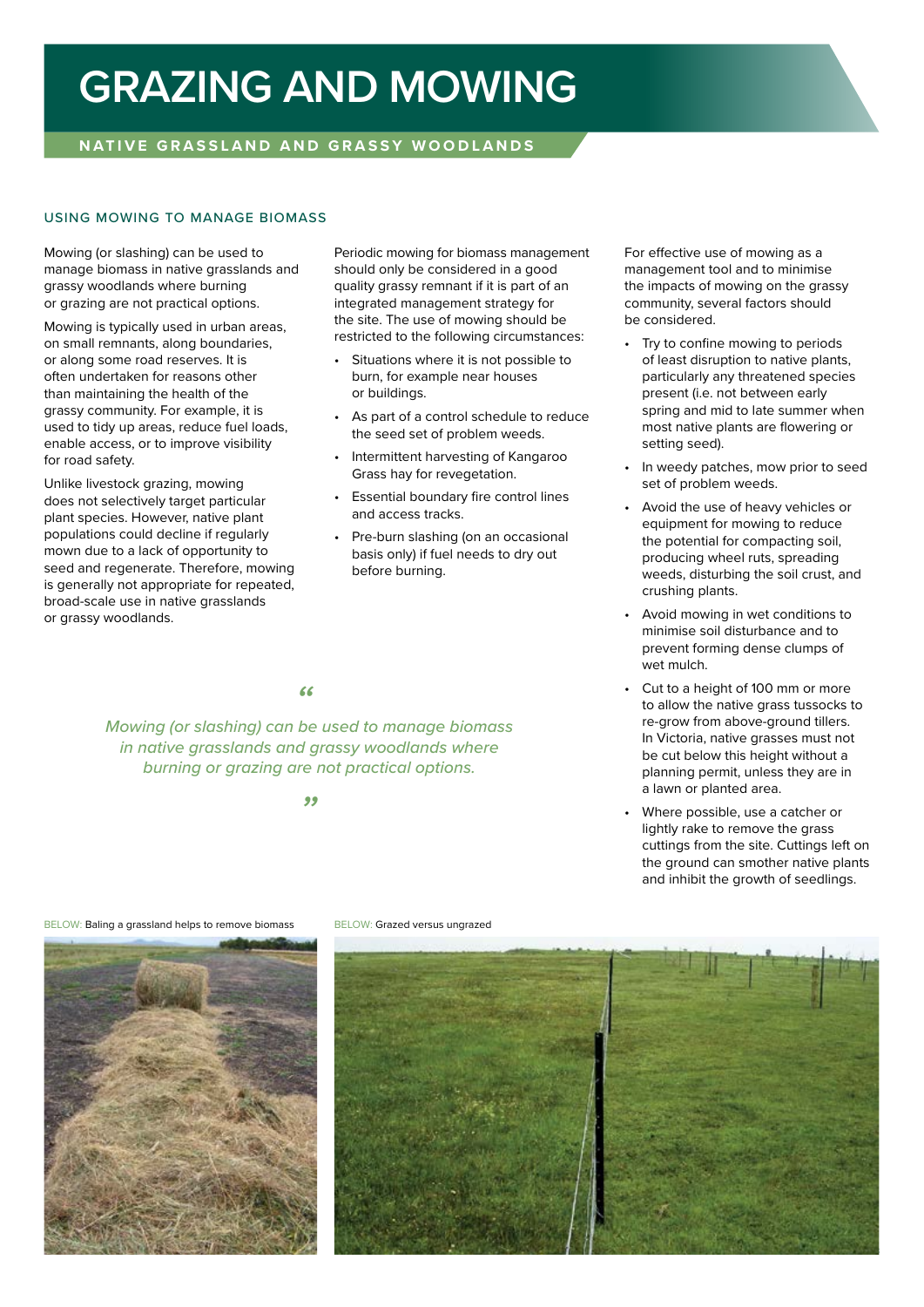# GRAZING AND MOWING

## NATIVE GRASSLAND AND GRASSY WOODLANDS

### USING MOWING TO MANAGE BIOMASS

Mowing (or slashing) can be used to manage biomass in native grasslands and grassy woodlands where burning or grazing are not practical options.

Mowing is typically used in urban areas, on small remnants, along boundaries, or along some road reserves. It is often undertaken for reasons other than maintaining the health of the grassy community. For example, it is used to tidy up areas, reduce fuel loads, enable access, or to improve visibility for road safety.

Unlike livestock grazing, mowing does not selectively target particular plant species. However, native plant populations could decline if regularly mown due to a lack of opportunity to seed and regenerate. Therefore, mowing is generally not appropriate for repeated, broad-scale use in native grasslands or grassy woodlands.

Periodic mowing for biomass management should only be considered in a good quality grassy remnant if it is part of an integrated management strategy for the site. The use of mowing should be restricted to the following circumstances:

- Situations where it is not possible to burn, for example near houses or buildings.
- As part of a control schedule to reduce the seed set of problem weeds.
- Intermittent harvesting of Kangaroo Grass hay for revegetation.
- Essential boundary fire control lines and access tracks.
- Pre-burn slashing (on an occasional basis only) if fuel needs to dry out before burning.

> *Mowing (or slashing) can be used to manage biomass in native grasslands and grassy woodlands where burning or grazing are not practical options.*

For effective use of mowing as a management tool and to minimise the impacts of mowing on the grassy community, several factors should be considered.

- Try to confine mowing to periods of least disruption to native plants, particularly any threatened species present (i.e. not between early spring and mid to late summer when most native plants are flowering or setting seed).
- In weedy patches, mow prior to seed set of problem weeds.
- Avoid the use of heavy vehicles or equipment for mowing to reduce the potential for compacting soil, producing wheel ruts, spreading weeds, disturbing the soil crust, and crushing plants.
- Avoid mowing in wet conditions to minimise soil disturbance and to prevent forming dense clumps of wet mulch.
- Cut to a height of 100 mm or more to allow the native grass tussocks to re-grow from above-ground tillers. In Victoria, native grasses must not be cut below this height without a planning permit, unless they are in a lawn or planted area.
- Where possible, use a catcher or lightly rake to remove the grass cuttings from the site. Cuttings left on the ground can smother native plants and inhibit the growth of seedlings.

BELOW: Baling a grassland helps to remove biomass

BELOW: Grazed versus ungrazed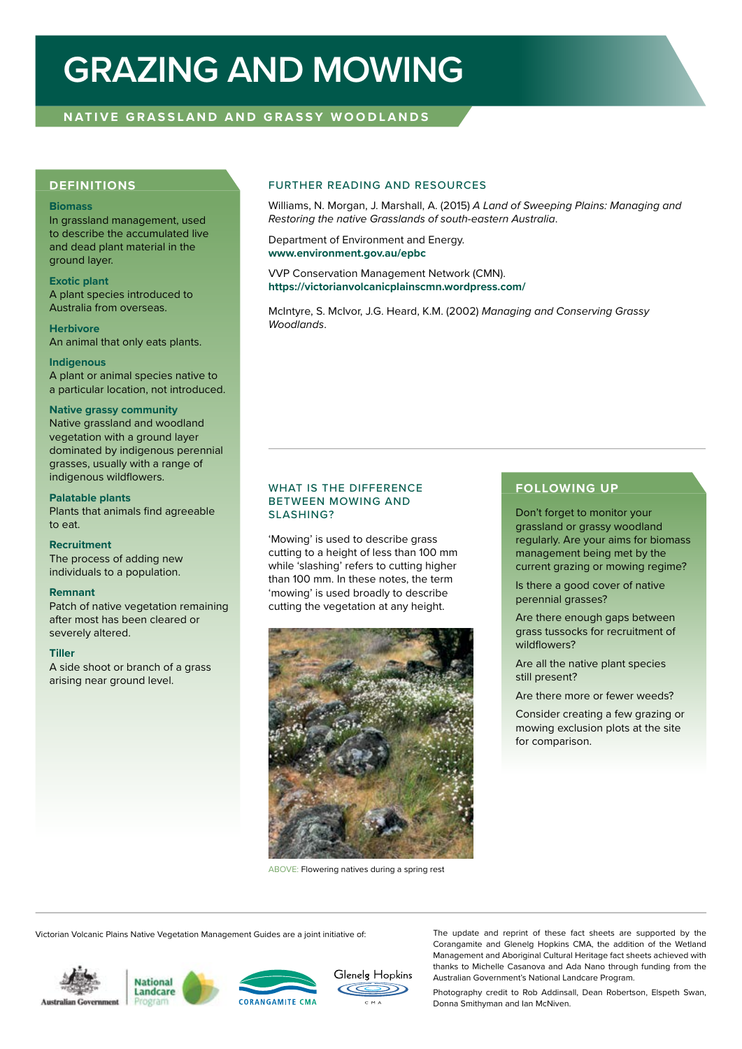# GRAZING AND MOWING

## NATIVE GRASSLAND AND GRASSY WOODLANDS

### DEFINITIONS

**Biomass**
In grassland management, used to describe the accumulated live and dead plant material in the ground layer.

**Exotic plant**
A plant species introduced to Australia from overseas.

**Herbivore**
An animal that only eats plants.

**Indigenous**
A plant or animal species native to a particular location, not introduced.

**Native grassy community**
Native grassland and woodland vegetation with a ground layer dominated by indigenous perennial grasses, usually with a range of indigenous wildflowers.

**Palatable plants**
Plants that animals find agreeable to eat.

**Recruitment**
The process of adding new individuals to a population.

**Remnant**
Patch of native vegetation remaining after most has been cleared or severely altered.

**Tiller**
A side shoot or branch of a grass arising near ground level.

### FURTHER READING AND RESOURCES

Williams, N. Morgan, J. Marshall, A. (2015) *A Land of Sweeping Plains: Managing and Restoring the native Grasslands of south-eastern Australia*.

Department of Environment and Energy.
**www.environment.gov.au/epbc**

VVP Conservation Management Network (CMN).
**https://victorianvolcanicplainscmn.wordpress.com/**

McIntyre, S. McIvor, J.G. Heard, K.M. (2002) *Managing and Conserving Grassy Woodlands*.

### WHAT IS THE DIFFERENCE BETWEEN MOWING AND SLASHING?

'Mowing' is used to describe grass cutting to a height of less than 100 mm while 'slashing' refers to cutting higher than 100 mm. In these notes, the term 'mowing' is used broadly to describe cutting the vegetation at any height.

ABOVE: Flowering natives during a spring rest

### FOLLOWING UP

Don't forget to monitor your grassland or grassy woodland regularly. Are your aims for biomass management being met by the current grazing or mowing regime?

Is there a good cover of native perennial grasses?

Are there enough gaps between grass tussocks for recruitment of wildflowers?

Are all the native plant species still present?

Are there more or fewer weeds?

Consider creating a few grazing or mowing exclusion plots at the site for comparison.

---

Victorian Volcanic Plains Native Vegetation Management Guides are a joint initiative of:

Australian Government | National Landcare Program | CORANGAMITE CMA | Glenelg Hopkins CMA

The update and reprint of these fact sheets are supported by the Corangamite and Glenelg Hopkins CMA, the addition of the Wetland Management and Aboriginal Cultural Heritage fact sheets achieved with thanks to Michelle Casanova and Ada Nano through funding from the Australian Government's National Landcare Program.

Photography credit to Rob Addinsall, Dean Robertson, Elspeth Swan, Donna Smithyman and Ian McNiven.